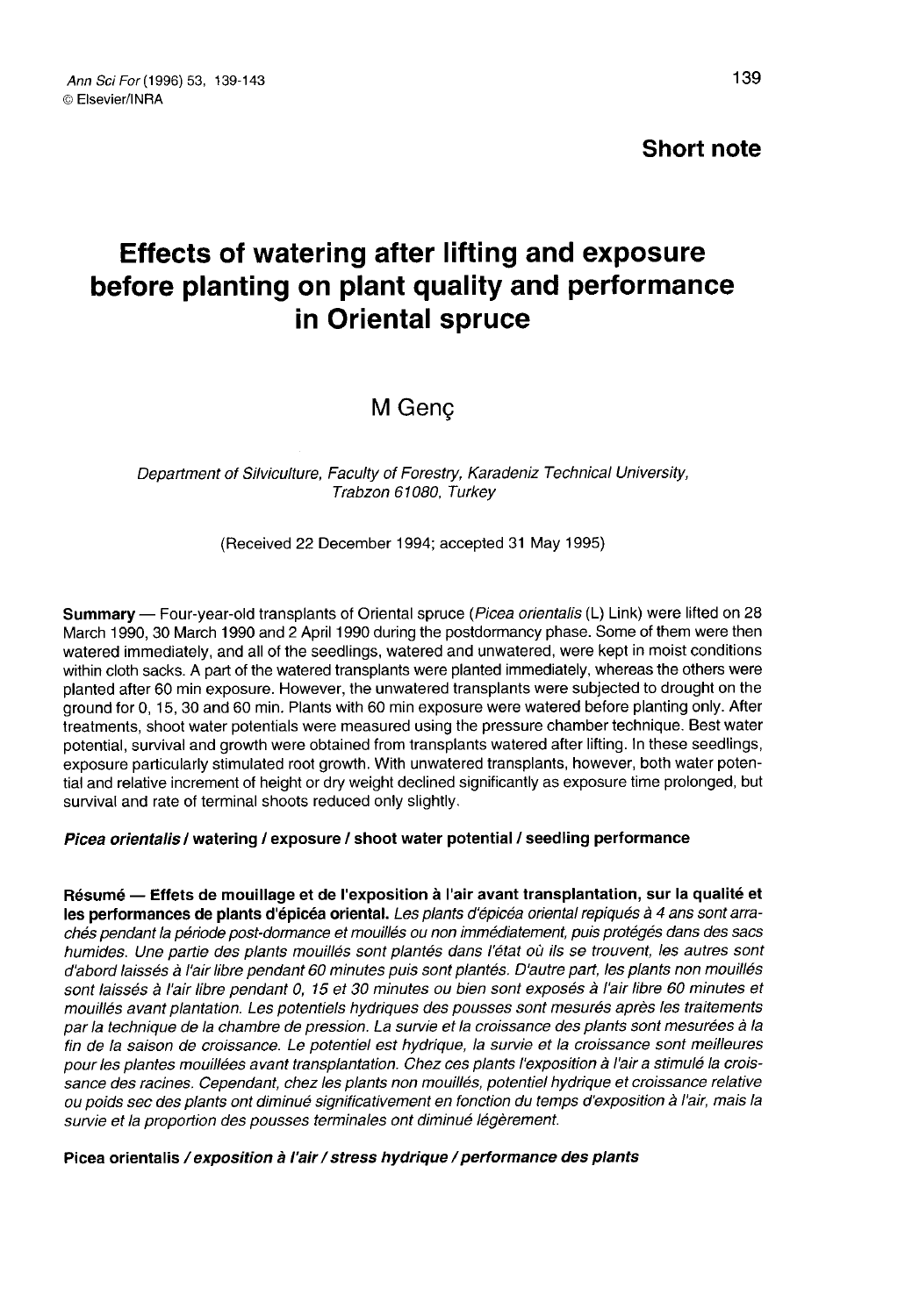**Short note**

# Effects of watering after lifting and exposure before planting on plant quality and performance in Oriental spruce

M Genç

*Department of Silviculture, Faculty of Forestry, Karadeniz Technical University, Trabzon 61080, Turkey*

(Received 22 December 1994; accepted 31 May 1995)

**Summary** — Four-year-old transplants of Oriental spruce (*Picea orientalis* (L) Link) were lifted on 28 March 1990, 30 March 1990 and 2 April 1990 during the postdormancy phase. Some of them were then watered immediately, and all of the seedlings, watered and unwatered, were kept in moist conditions within cloth sacks. A part of the watered transplants were planted immediately, whereas the others were planted after 60 min exposure. However, the unwatered transplants were subjected to drought on the ground for 0, 15, 30 and 60 min. Plants with 60 min exposure were watered before planting only. After treatments, shoot water potentials were measured using the pressure chamber technique. Best water potential, survival and growth were obtained from transplants watered after lifting. In these seedlings, exposure particularly stimulated root growth. With unwatered transplants, however, both water potential and relative increment of height or dry weight declined significantly as exposure time prolonged, but survival and rate of terminal shoots reduced only slightly.

***Picea orientalis* / watering / exposure / shoot water potential / seedling performance**

**Résumé — Effets de mouillage et de l'exposition à l'air avant transplantation, sur la qualité et les performances de plants d'épicéa oriental.** *Les plants d'épicéa oriental repiqués à 4 ans sont arrachés pendant la période post-dormance et mouillés ou non immédiatement, puis protégés dans des sacs humides. Une partie des plants mouillés sont plantés dans l'état où ils se trouvent, les autres sont d'abord laissés à l'air libre pendant 60 minutes puis sont plantés. D'autre part, les plants non mouillés sont laissés à l'air libre pendant 0, 15 et 30 minutes ou bien sont exposés à l'air libre 60 minutes et mouillés avant plantation. Les potentiels hydriques des pousses sont mesurés après les traitements par la technique de la chambre de pression. La survie et la croissance des plants sont mesurées à la fin de la saison de croissance. Le potentiel est hydrique, la survie et la croissance sont meilleures pour les plantes mouillées avant transplantation. Chez ces plants l'exposition à l'air a stimulé la croissance des racines. Cependant, chez les plants non mouillés, potentiel hydrique et croissance relative ou poids sec des plants ont diminué significativement en fonction du temps d'exposition à l'air, mais la survie et la proportion des pousses terminales ont diminué légèrement.*

**Picea orientalis** ***/ exposition à l'air / stress hydrique / performance des plants***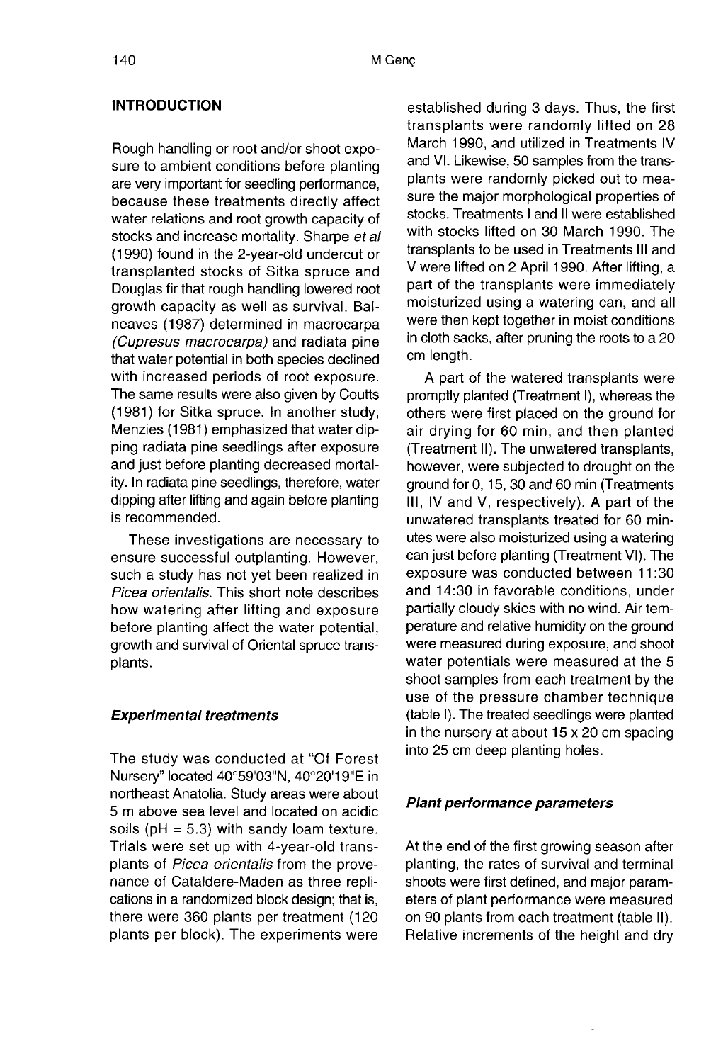## INTRODUCTION

Rough handling or root and/or shoot exposure to ambient conditions before planting are very important for seedling performance, because these treatments directly affect water relations and root growth capacity of stocks and increase mortality. Sharpe *et al* (1990) found in the 2-year-old undercut or transplanted stocks of Sitka spruce and Douglas fir that rough handling lowered root growth capacity as well as survival. Balneaves (1987) determined in macrocarpa *(Cupresus macrocarpa)* and radiata pine that water potential in both species declined with increased periods of root exposure. The same results were also given by Coutts (1981) for Sitka spruce. In another study, Menzies (1981) emphasized that water dipping radiata pine seedlings after exposure and just before planting decreased mortality. In radiata pine seedlings, therefore, water dipping after lifting and again before planting is recommended.

These investigations are necessary to ensure successful outplanting. However, such a study has not yet been realized in *Picea orientalis*. This short note describes how watering after lifting and exposure before planting affect the water potential, growth and survival of Oriental spruce transplants.

### *Experimental treatments*

The study was conducted at "Of Forest Nursery" located 40°59'03"N, 40°20'19"E in northeast Anatolia. Study areas were about 5 m above sea level and located on acidic soils (pH = 5.3) with sandy loam texture. Trials were set up with 4-year-old transplants of *Picea orientalis* from the provenance of Cataldere-Maden as three replications in a randomized block design; that is, there were 360 plants per treatment (120 plants per block). The experiments were established during 3 days. Thus, the first transplants were randomly lifted on 28 March 1990, and utilized in Treatments IV and VI. Likewise, 50 samples from the transplants were randomly picked out to measure the major morphological properties of stocks. Treatments I and II were established with stocks lifted on 30 March 1990. The transplants to be used in Treatments III and V were lifted on 2 April 1990. After lifting, a part of the transplants were immediately moisturized using a watering can, and all were then kept together in moist conditions in cloth sacks, after pruning the roots to a 20 cm length.

A part of the watered transplants were promptly planted (Treatment I), whereas the others were first placed on the ground for air drying for 60 min, and then planted (Treatment II). The unwatered transplants, however, were subjected to drought on the ground for 0, 15, 30 and 60 min (Treatments III, IV and V, respectively). A part of the unwatered transplants treated for 60 minutes were also moisturized using a watering can just before planting (Treatment VI). The exposure was conducted between 11:30 and 14:30 in favorable conditions, under partially cloudy skies with no wind. Air temperature and relative humidity on the ground were measured during exposure, and shoot water potentials were measured at the 5 shoot samples from each treatment by the use of the pressure chamber technique (table I). The treated seedlings were planted in the nursery at about 15 x 20 cm spacing into 25 cm deep planting holes.

### *Plant performance parameters*

At the end of the first growing season after planting, the rates of survival and terminal shoots were first defined, and major parameters of plant performance were measured on 90 plants from each treatment (table II). Relative increments of the height and dry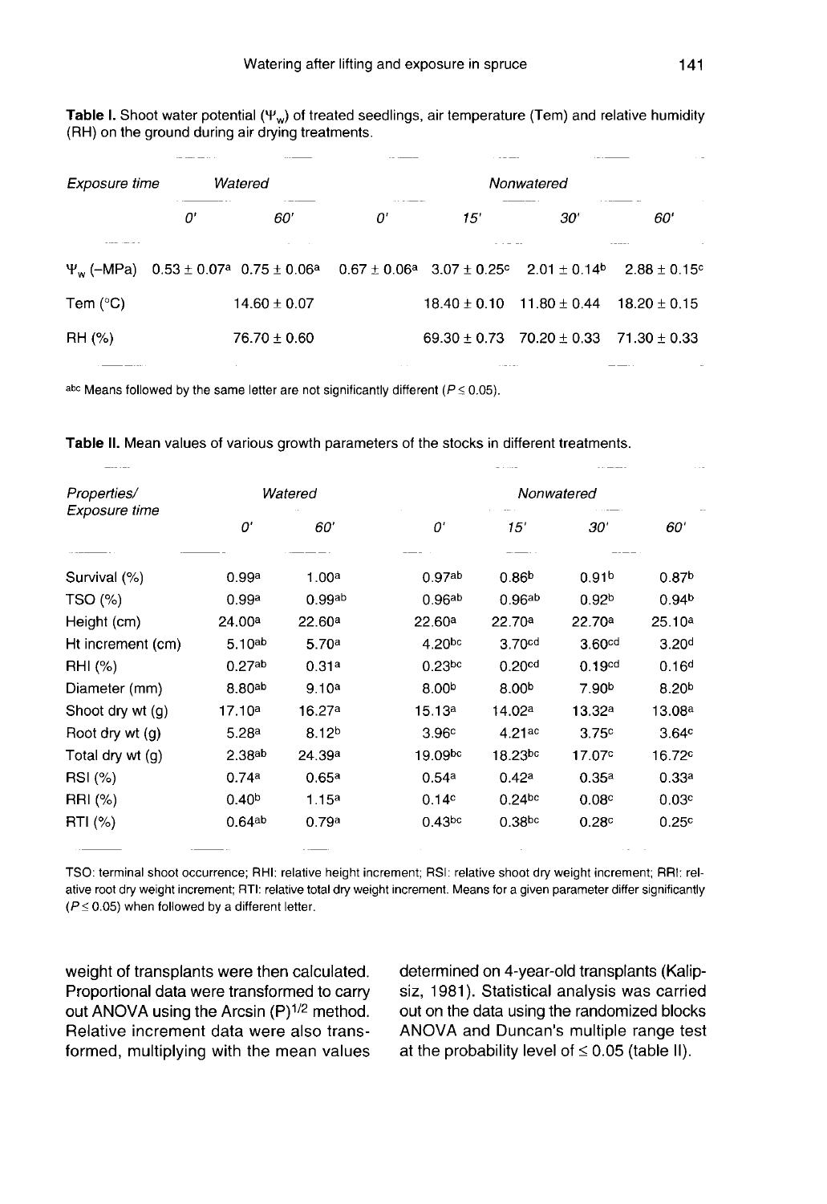**Table I.** Shoot water potential ($\Psi_w$) of treated seedlings, air temperature (Tem) and relative humidity (RH) on the ground during air drying treatments.

| *Exposure time* | *Watered* | | *Nonwatered* | | | |
|---|---|---|---|---|---|---|
| | *0'* | *60'* | *0'* | *15'* | *30'* | *60'* |
| $\Psi_w$ (–MPa) | 0.53 ± 0.07$^a$ | 0.75 ± 0.06$^a$ | 0.67 ± 0.06$^a$ | 3.07 ± 0.25$^c$ | 2.01 ± 0.14$^b$ | 2.88 ± 0.15$^c$ |
| Tem (°C) | | 14.60 ± 0.07 | | 18.40 ± 0.10 | 11.80 ± 0.44 | 18.20 ± 0.15 |
| RH (%) | | 76.70 ± 0.60 | | 69.30 ± 0.73 | 70.20 ± 0.33 | 71.30 ± 0.33 |

$^{abc}$ Means followed by the same letter are not significantly different ($P \leq 0.05$).

**Table II.** Mean values of various growth parameters of the stocks in different treatments.

| *Properties/ Exposure time* | *Watered* | | *Nonwatered* | | | |
|---|---|---|---|---|---|---|
| | *0'* | *60'* | *0'* | *15'* | *30'* | *60'* |
| Survival (%) | 0.99$^a$ | 1.00$^a$ | 0.97$^{ab}$ | 0.86$^b$ | 0.91$^b$ | 0.87$^b$ |
| TSO (%) | 0.99$^a$ | 0.99$^{ab}$ | 0.96$^{ab}$ | 0.96$^{ab}$ | 0.92$^b$ | 0.94$^b$ |
| Height (cm) | 24.00$^a$ | 22.60$^a$ | 22.60$^a$ | 22.70$^a$ | 22.70$^a$ | 25.10$^a$ |
| Ht increment (cm) | 5.10$^{ab}$ | 5.70$^a$ | 4.20$^{bc}$ | 3.70$^{cd}$ | 3.60$^{cd}$ | 3.20$^d$ |
| RHI (%) | 0.27$^{ab}$ | 0.31$^a$ | 0.23$^{bc}$ | 0.20$^{cd}$ | 0.19$^{cd}$ | 0.16$^d$ |
| Diameter (mm) | 8.80$^{ab}$ | 9.10$^a$ | 8.00$^b$ | 8.00$^b$ | 7.90$^b$ | 8.20$^b$ |
| Shoot dry wt (g) | 17.10$^a$ | 16.27$^a$ | 15.13$^a$ | 14.02$^a$ | 13.32$^a$ | 13.08$^a$ |
| Root dry wt (g) | 5.28$^a$ | 8.12$^b$ | 3.96$^c$ | 4.21$^{ac}$ | 3.75$^c$ | 3.64$^c$ |
| Total dry wt (g) | 2.38$^{ab}$ | 24.39$^a$ | 19.09$^{bc}$ | 18.23$^{bc}$ | 17.07$^c$ | 16.72$^c$ |
| RSI (%) | 0.74$^a$ | 0.65$^a$ | 0.54$^a$ | 0.42$^a$ | 0.35$^a$ | 0.33$^a$ |
| RRI (%) | 0.40$^b$ | 1.15$^a$ | 0.14$^c$ | 0.24$^{bc}$ | 0.08$^c$ | 0.03$^c$ |
| RTI (%) | 0.64$^{ab}$ | 0.79$^a$ | 0.43$^{bc}$ | 0.38$^{bc}$ | 0.28$^c$ | 0.25$^c$ |

TSO: terminal shoot occurrence; RHI: relative height increment; RSI: relative shoot dry weight increment; RRI: relative root dry weight increment; RTI: relative total dry weight increment. Means for a given parameter differ significantly ($P \leq 0.05$) when followed by a different letter.

weight of transplants were then calculated. Proportional data were transformed to carry out ANOVA using the Arcsin $(P)^{1/2}$ method. Relative increment data were also transformed, multiplying with the mean values determined on 4-year-old transplants (Kalipsiz, 1981). Statistical analysis was carried out on the data using the randomized blocks ANOVA and Duncan's multiple range test at the probability level of $\leq 0.05$ (table II).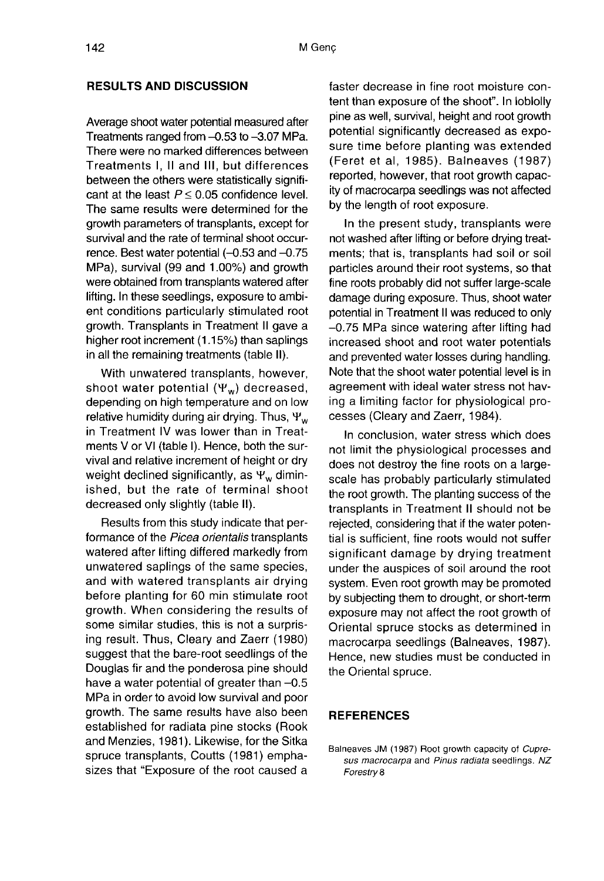## RESULTS AND DISCUSSION

Average shoot water potential measured after Treatments ranged from –0.53 to –3.07 MPa. There were no marked differences between Treatments I, II and III, but differences between the others were statistically significant at the least $P \leq 0.05$ confidence level. The same results were determined for the growth parameters of transplants, except for survival and the rate of terminal shoot occurrence. Best water potential (–0.53 and –0.75 MPa), survival (99 and 1.00%) and growth were obtained from transplants watered after lifting. In these seedlings, exposure to ambient conditions particularly stimulated root growth. Transplants in Treatment II gave a higher root increment (1.15%) than saplings in all the remaining treatments (table II).

With unwatered transplants, however, shoot water potential ($\Psi_w$) decreased, depending on high temperature and on low relative humidity during air drying. Thus, $\Psi_w$ in Treatment IV was lower than in Treatments V or VI (table I). Hence, both the survival and relative increment of height or dry weight declined significantly, as $\Psi_w$ diminished, but the rate of terminal shoot decreased only slightly (table II).

Results from this study indicate that performance of the *Picea orientalis* transplants watered after lifting differed markedly from unwatered saplings of the same species, and with watered transplants air drying before planting for 60 min stimulate root growth. When considering the results of some similar studies, this is not a surprising result. Thus, Cleary and Zaerr (1980) suggest that the bare-root seedlings of the Douglas fir and the ponderosa pine should have a water potential of greater than –0.5 MPa in order to avoid low survival and poor growth. The same results have also been established for radiata pine stocks (Rook and Menzies, 1981). Likewise, for the Sitka spruce transplants, Coutts (1981) emphasizes that "Exposure of the root caused a faster decrease in fine root moisture content than exposure of the shoot". In loblolly pine as well, survival, height and root growth potential significantly decreased as exposure time before planting was extended (Feret et al, 1985). Balneaves (1987) reported, however, that root growth capacity of macrocarpa seedlings was not affected by the length of root exposure.

In the present study, transplants were not washed after lifting or before drying treatments; that is, transplants had soil or soil particles around their root systems, so that fine roots probably did not suffer large-scale damage during exposure. Thus, shoot water potential in Treatment II was reduced to only –0.75 MPa since watering after lifting had increased shoot and root water potentials and prevented water losses during handling. Note that the shoot water potential level is in agreement with ideal water stress not having a limiting factor for physiological processes (Cleary and Zaerr, 1984).

In conclusion, water stress which does not limit the physiological processes and does not destroy the fine roots on a large-scale has probably particularly stimulated the root growth. The planting success of the transplants in Treatment II should not be rejected, considering that if the water potential is sufficient, fine roots would not suffer significant damage by drying treatment under the auspices of soil around the root system. Even root growth may be promoted by subjecting them to drought, or short-term exposure may not affect the root growth of Oriental spruce stocks as determined in macrocarpa seedlings (Balneaves, 1987). Hence, new studies must be conducted in the Oriental spruce.

## REFERENCES

Balneaves JM (1987) Root growth capacity of *Cupressus macrocarpa* and *Pinus radiata* seedlings. *NZ Forestry* 8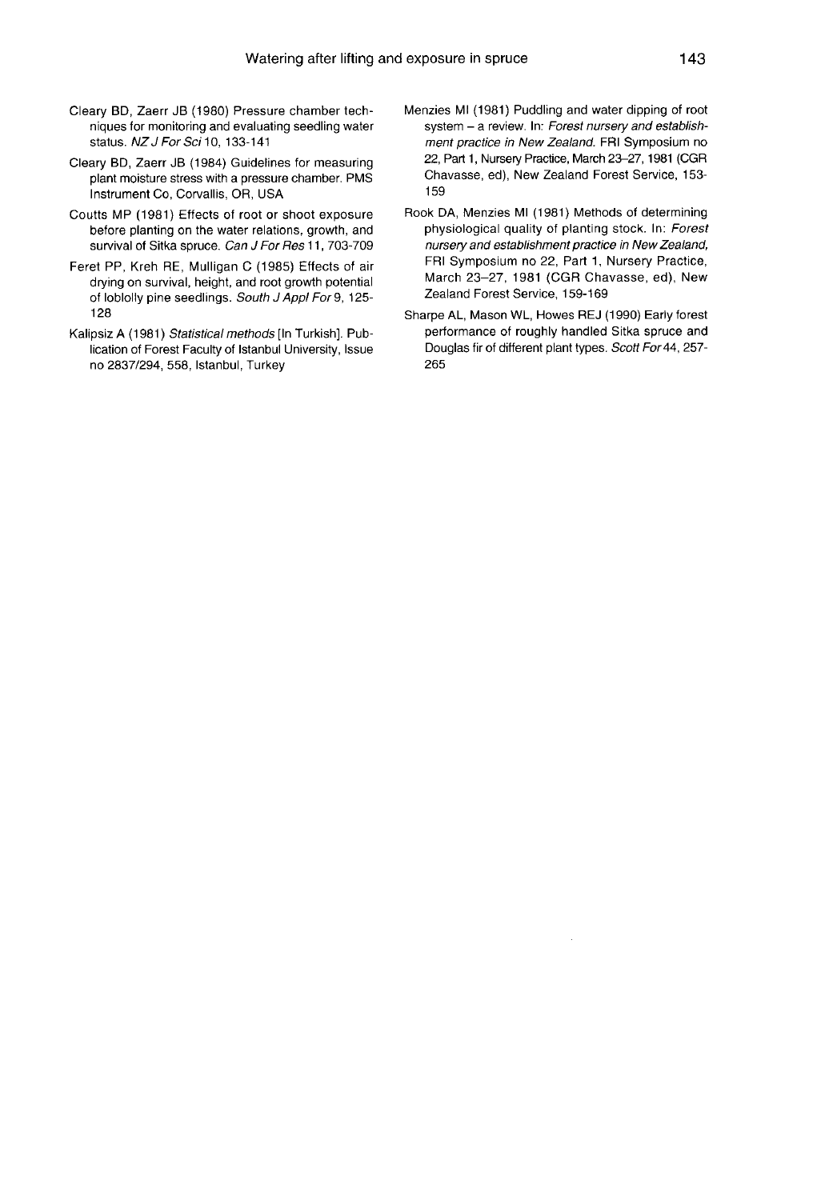Cleary BD, Zaerr JB (1980) Pressure chamber techniques for monitoring and evaluating seedling water status. *NZ J For Sci* 10, 133-141

Cleary BD, Zaerr JB (1984) Guidelines for measuring plant moisture stress with a pressure chamber. PMS Instrument Co, Corvallis, OR, USA

Coutts MP (1981) Effects of root or shoot exposure before planting on the water relations, growth, and survival of Sitka spruce. *Can J For Res* 11, 703-709

Feret PP, Kreh RE, Mulligan C (1985) Effects of air drying on survival, height, and root growth potential of loblolly pine seedlings. *South J Appl For* 9, 125-128

Kalipsiz A (1981) *Statistical methods* [In Turkish]. Publication of Forest Faculty of Istanbul University, Issue no 2837/294, 558, Istanbul, Turkey

Menzies MI (1981) Puddling and water dipping of root system – a review. In: *Forest nursery and establishment practice in New Zealand.* FRI Symposium no 22, Part 1, Nursery Practice, March 23–27, 1981 (CGR Chavasse, ed), New Zealand Forest Service, 153-159

Rook DA, Menzies MI (1981) Methods of determining physiological quality of planting stock. In: *Forest nursery and establishment practice in New Zealand,* FRI Symposium no 22, Part 1, Nursery Practice, March 23–27, 1981 (CGR Chavasse, ed), New Zealand Forest Service, 159-169

Sharpe AL, Mason WL, Howes REJ (1990) Early forest performance of roughly handled Sitka spruce and Douglas fir of different plant types. *Scott For* 44, 257-265